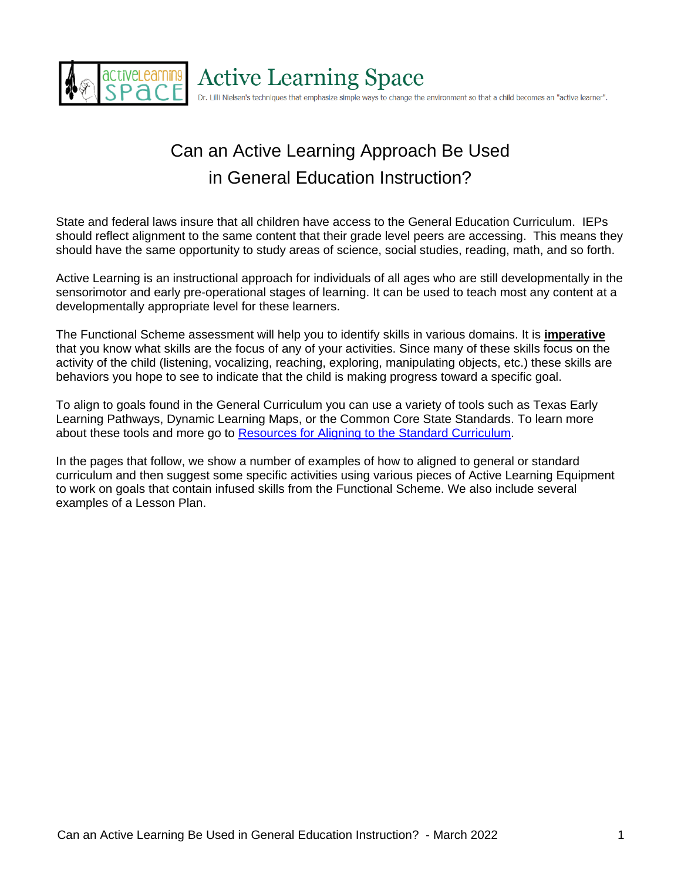# Active Learning Space

Dr. Lilli Nielsen's techniques that emphasize simple ways to change the environment so that a child becomes an "active learner".

## Can an Active Learning Approach Be Used in General Education Instruction?

State and federal laws insure that all children have access to the General Education Curriculum. IEPs should reflect alignment to the same content that their grade level peers are accessing. This means they should have the same opportunity to study areas of science, social studies, reading, math, and so forth.

Active Learning is an instructional approach for individuals of all ages who are still developmentally in the sensorimotor and early pre-operational stages of learning. It can be used to teach most any content at a developmentally appropriate level for these learners.

The Functional Scheme assessment will help you to identify skills in various domains. It is **imperative** that you know what skills are the focus of any of your activities. Since many of these skills focus on the activity of the child (listening, vocalizing, reaching, exploring, manipulating objects, etc.) these skills are behaviors you hope to see to indicate that the child is making progress toward a specific goal.

To align to goals found in the General Curriculum you can use a variety of tools such as Texas Early Learning Pathways, Dynamic Learning Maps, or the Common Core State Standards. To learn more about these tools and more go to Resources for Aligning to the Standard Curriculum.

In the pages that follow, we show a number of examples of how to aligned to general or standard curriculum and then suggest some specific activities using various pieces of Active Learning Equipment to work on goals that contain infused skills from the Functional Scheme. We also include several examples of a Lesson Plan.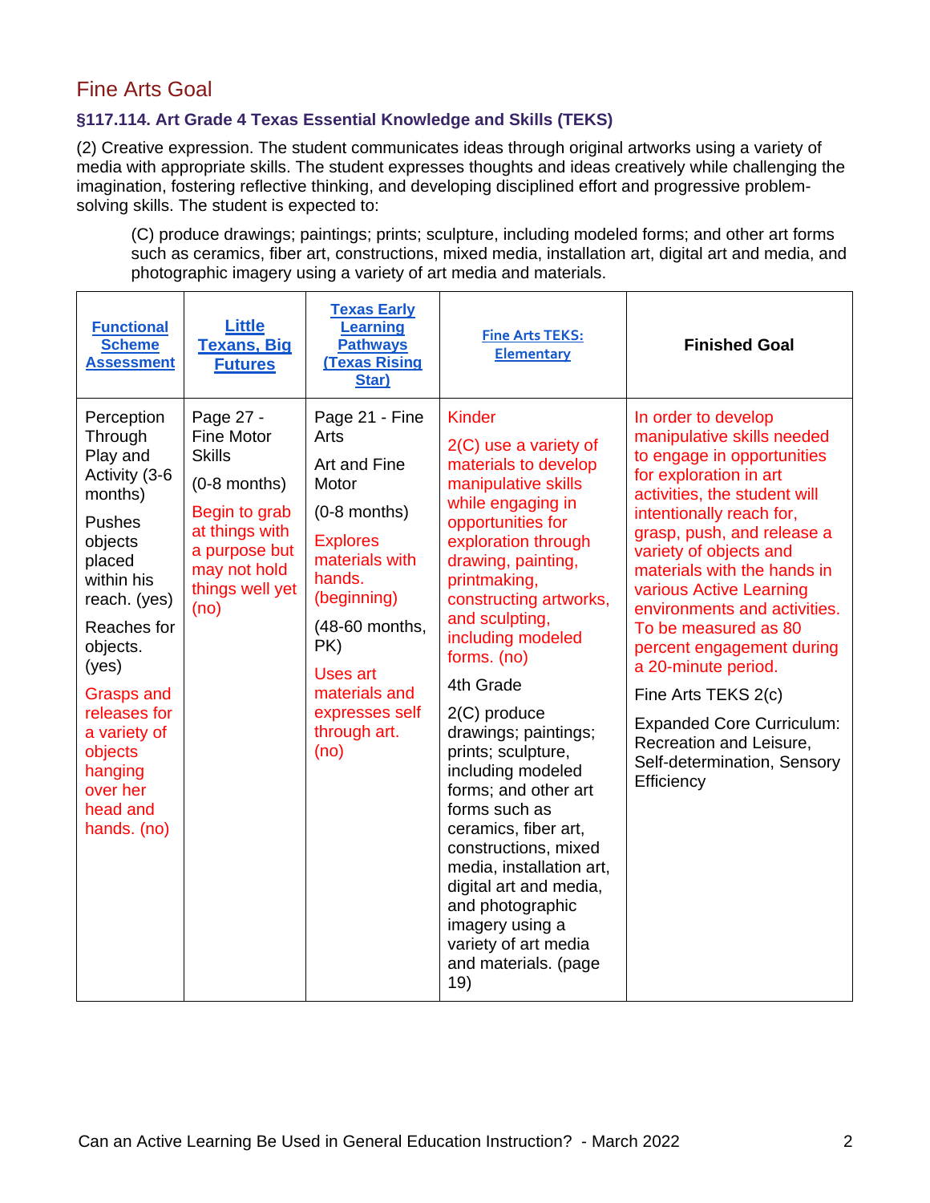## Fine Arts Goal

### §117.114. Art Grade 4 Texas Essential Knowledge and Skills (TEKS)

(2) Creative expression. The student communicates ideas through original artworks using a variety of media with appropriate skills. The student expresses thoughts and ideas creatively while challenging the imagination, fostering reflective thinking, and developing disciplined effort and progressive problem-solving skills. The student is expected to:

> (C) produce drawings; paintings; prints; sculpture, including modeled forms; and other art forms such as ceramics, fiber art, constructions, mixed media, installation art, digital art and media, and photographic imagery using a variety of art media and materials.

| Functional Scheme Assessment | Little Texans, Big Futures | Texas Early Learning Pathways (Texas Rising Star) | Fine Arts TEKS: Elementary | Finished Goal |
|---|---|---|---|---|
| Perception Through Play and Activity (3-6 months)<br><br>Pushes objects placed within his reach. (yes)<br><br>Reaches for objects. (yes)<br><br>Grasps and releases for a variety of objects hanging over her head and hands. (no) | Page 27 - Fine Motor Skills<br><br>(0-8 months)<br><br>Begin to grab at things with a purpose but may not hold things well yet (no) | Page 21 - Fine Arts<br><br>Art and Fine Motor<br><br>(0-8 months)<br><br>Explores materials with hands. (beginning)<br><br>(48-60 months, PK)<br><br>Uses art materials and expresses self through art. (no) | Kinder<br><br>2(C) use a variety of materials to develop manipulative skills while engaging in opportunities for exploration through drawing, painting, printmaking, constructing artworks, and sculpting, including modeled forms. (no)<br><br>4th Grade<br><br>2(C) produce drawings; paintings; prints; sculpture, including modeled forms; and other art forms such as ceramics, fiber art, constructions, mixed media, installation art, digital art and media, and photographic imagery using a variety of art media and materials. (page 19) | In order to develop manipulative skills needed to engage in opportunities for exploration in art activities, the student will intentionally reach for, grasp, push, and release a variety of objects and materials with the hands in various Active Learning environments and activities. To be measured as 80 percent engagement during a 20-minute period.<br><br>Fine Arts TEKS 2(c)<br><br>Expanded Core Curriculum: Recreation and Leisure, Self-determination, Sensory Efficiency |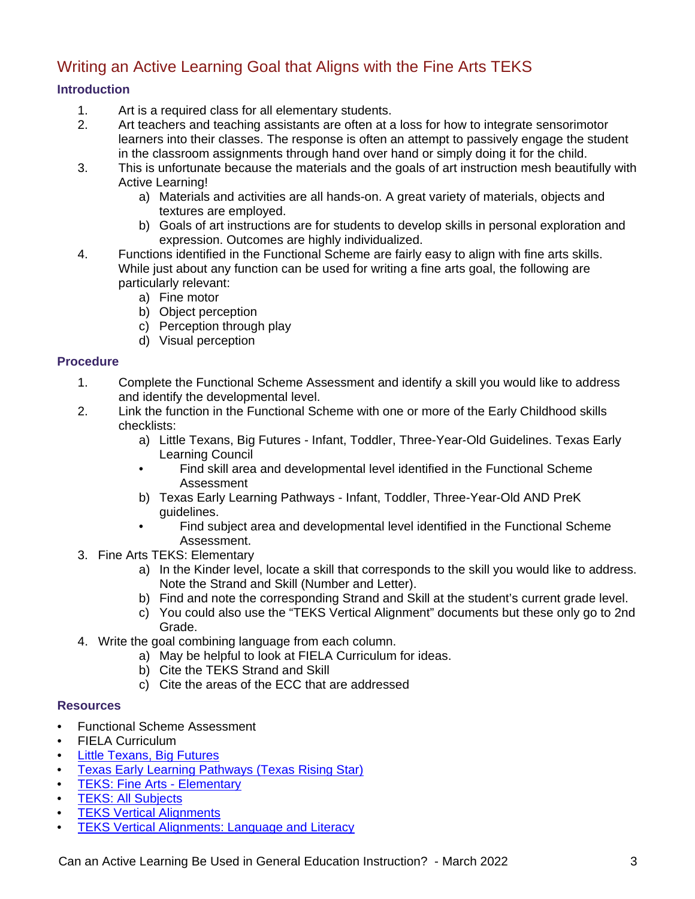## Writing an Active Learning Goal that Aligns with the Fine Arts TEKS

### Introduction

1. Art is a required class for all elementary students.
2. Art teachers and teaching assistants are often at a loss for how to integrate sensorimotor learners into their classes. The response is often an attempt to passively engage the student in the classroom assignments through hand over hand or simply doing it for the child.
3. This is unfortunate because the materials and the goals of art instruction mesh beautifully with Active Learning!
   a) Materials and activities are all hands-on. A great variety of materials, objects and textures are employed.
   b) Goals of art instructions are for students to develop skills in personal exploration and expression. Outcomes are highly individualized.
4. Functions identified in the Functional Scheme are fairly easy to align with fine arts skills. While just about any function can be used for writing a fine arts goal, the following are particularly relevant:
   a) Fine motor
   b) Object perception
   c) Perception through play
   d) Visual perception

### Procedure

1. Complete the Functional Scheme Assessment and identify a skill you would like to address and identify the developmental level.
2. Link the function in the Functional Scheme with one or more of the Early Childhood skills checklists:
   a) Little Texans, Big Futures - Infant, Toddler, Three-Year-Old Guidelines. Texas Early Learning Council
      - Find skill area and developmental level identified in the Functional Scheme Assessment
   b) Texas Early Learning Pathways - Infant, Toddler, Three-Year-Old AND PreK guidelines.
      - Find subject area and developmental level identified in the Functional Scheme Assessment.
3. Fine Arts TEKS: Elementary
   a) In the Kinder level, locate a skill that corresponds to the skill you would like to address. Note the Strand and Skill (Number and Letter).
   b) Find and note the corresponding Strand and Skill at the student's current grade level.
   c) You could also use the "TEKS Vertical Alignment" documents but these only go to 2nd Grade.
4. Write the goal combining language from each column.
   a) May be helpful to look at FIELA Curriculum for ideas.
   b) Cite the TEKS Strand and Skill
   c) Cite the areas of the ECC that are addressed

### Resources

- Functional Scheme Assessment
- FIELA Curriculum
- Little Texans, Big Futures
- Texas Early Learning Pathways (Texas Rising Star)
- TEKS: Fine Arts - Elementary
- TEKS: All Subjects
- TEKS Vertical Alignments
- TEKS Vertical Alignments: Language and Literacy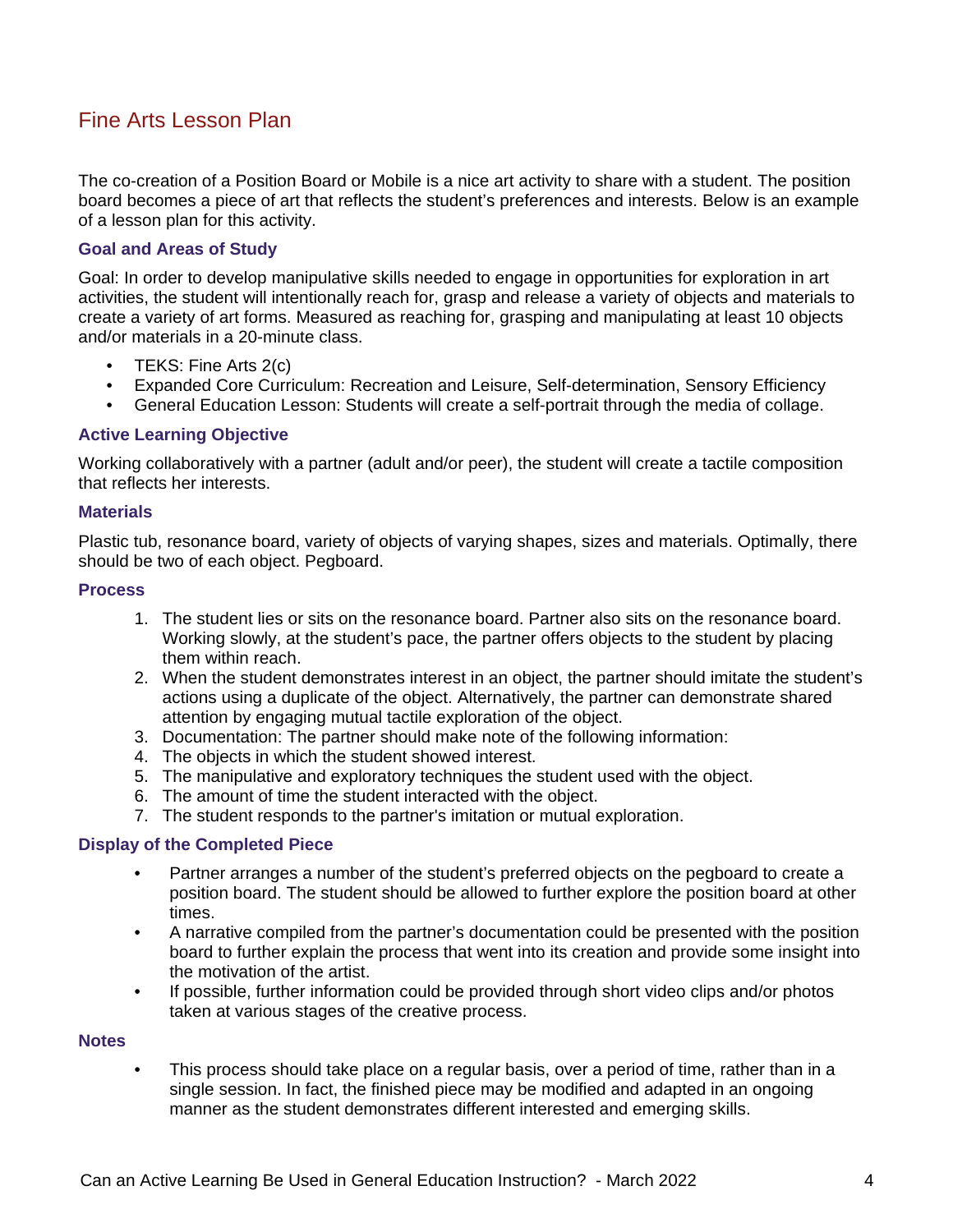# Fine Arts Lesson Plan

The co-creation of a Position Board or Mobile is a nice art activity to share with a student. The position board becomes a piece of art that reflects the student's preferences and interests. Below is an example of a lesson plan for this activity.

### Goal and Areas of Study

Goal: In order to develop manipulative skills needed to engage in opportunities for exploration in art activities, the student will intentionally reach for, grasp and release a variety of objects and materials to create a variety of art forms. Measured as reaching for, grasping and manipulating at least 10 objects and/or materials in a 20-minute class.

- TEKS: Fine Arts 2(c)
- Expanded Core Curriculum: Recreation and Leisure, Self-determination, Sensory Efficiency
- General Education Lesson: Students will create a self-portrait through the media of collage.

### Active Learning Objective

Working collaboratively with a partner (adult and/or peer), the student will create a tactile composition that reflects her interests.

### Materials

Plastic tub, resonance board, variety of objects of varying shapes, sizes and materials. Optimally, there should be two of each object. Pegboard.

### Process

1. The student lies or sits on the resonance board. Partner also sits on the resonance board. Working slowly, at the student's pace, the partner offers objects to the student by placing them within reach.
2. When the student demonstrates interest in an object, the partner should imitate the student's actions using a duplicate of the object. Alternatively, the partner can demonstrate shared attention by engaging mutual tactile exploration of the object.
3. Documentation: The partner should make note of the following information:
4. The objects in which the student showed interest.
5. The manipulative and exploratory techniques the student used with the object.
6. The amount of time the student interacted with the object.
7. The student responds to the partner's imitation or mutual exploration.

### Display of the Completed Piece

- Partner arranges a number of the student's preferred objects on the pegboard to create a position board. The student should be allowed to further explore the position board at other times.
- A narrative compiled from the partner's documentation could be presented with the position board to further explain the process that went into its creation and provide some insight into the motivation of the artist.
- If possible, further information could be provided through short video clips and/or photos taken at various stages of the creative process.

### Notes

- This process should take place on a regular basis, over a period of time, rather than in a single session. In fact, the finished piece may be modified and adapted in an ongoing manner as the student demonstrates different interested and emerging skills.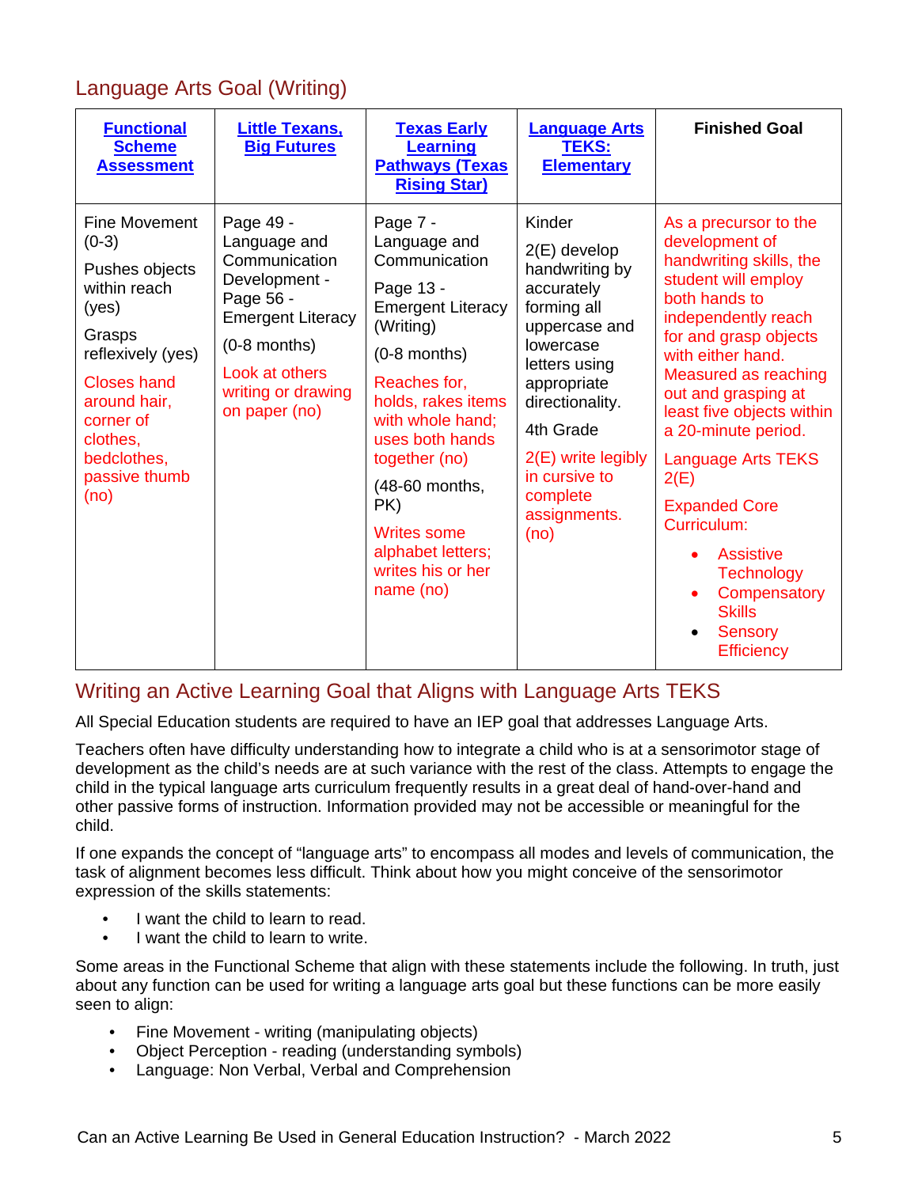## Language Arts Goal (Writing)

| Functional Scheme Assessment | Little Texans, Big Futures | Texas Early Learning Pathways (Texas Rising Star) | Language Arts TEKS: Elementary | Finished Goal |
|---|---|---|---|---|
| Fine Movement (0-3)<br><br>Pushes objects within reach (yes)<br><br>Grasps reflexively (yes)<br><br>Closes hand around hair, corner of clothes, bedclothes, passive thumb (no) | Page 49 - Language and Communication Development - Page 56 - Emergent Literacy<br><br>(0-8 months)<br><br>Look at others writing or drawing on paper (no) | Page 7 - Language and Communication<br><br>Page 13 - Emergent Literacy (Writing)<br><br>(0-8 months)<br><br>Reaches for, holds, rakes items with whole hand; uses both hands together (no)<br><br>(48-60 months, PK)<br><br>Writes some alphabet letters; writes his or her name (no) | Kinder<br><br>2(E) develop handwriting by accurately forming all uppercase and lowercase letters using appropriate directionality.<br><br>4th Grade<br><br>2(E) write legibly in cursive to complete assignments. (no) | As a precursor to the development of handwriting skills, the student will employ both hands to independently reach for and grasp objects with either hand. Measured as reaching out and grasping at least five objects within a 20-minute period.<br><br>Language Arts TEKS 2(E)<br><br>Expanded Core Curriculum:<br><br>• Assistive Technology<br>• Compensatory Skills<br>• Sensory Efficiency |

## Writing an Active Learning Goal that Aligns with Language Arts TEKS

All Special Education students are required to have an IEP goal that addresses Language Arts.

Teachers often have difficulty understanding how to integrate a child who is at a sensorimotor stage of development as the child's needs are at such variance with the rest of the class. Attempts to engage the child in the typical language arts curriculum frequently results in a great deal of hand-over-hand and other passive forms of instruction. Information provided may not be accessible or meaningful for the child.

If one expands the concept of "language arts" to encompass all modes and levels of communication, the task of alignment becomes less difficult. Think about how you might conceive of the sensorimotor expression of the skills statements:

- I want the child to learn to read.
- I want the child to learn to write.

Some areas in the Functional Scheme that align with these statements include the following. In truth, just about any function can be used for writing a language arts goal but these functions can be more easily seen to align:

- Fine Movement - writing (manipulating objects)
- Object Perception - reading (understanding symbols)
- Language: Non Verbal, Verbal and Comprehension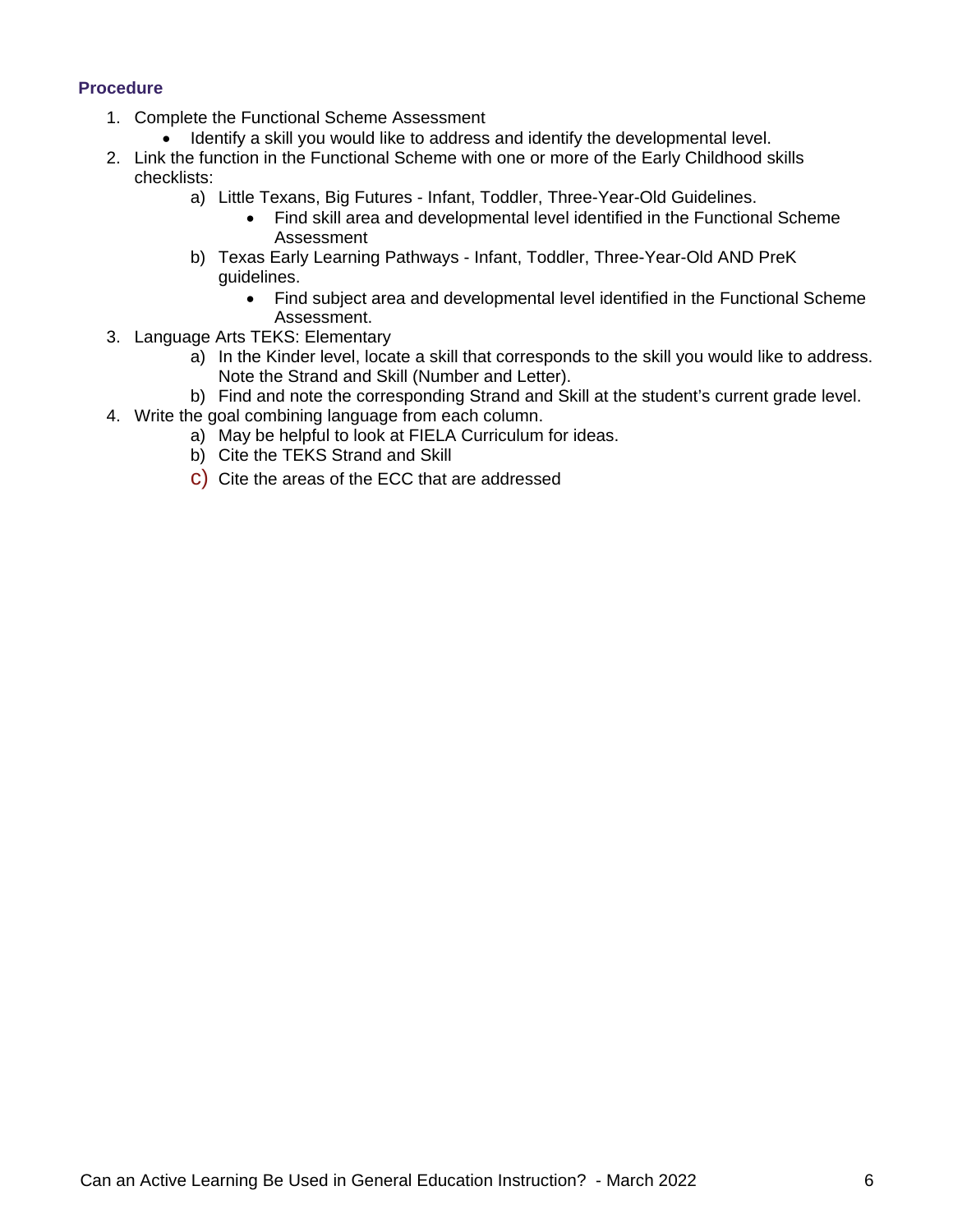### Procedure

1. Complete the Functional Scheme Assessment
   - Identify a skill you would like to address and identify the developmental level.
2. Link the function in the Functional Scheme with one or more of the Early Childhood skills checklists:
   a) Little Texans, Big Futures - Infant, Toddler, Three-Year-Old Guidelines.
      - Find skill area and developmental level identified in the Functional Scheme Assessment
   b) Texas Early Learning Pathways - Infant, Toddler, Three-Year-Old AND PreK guidelines.
      - Find subject area and developmental level identified in the Functional Scheme Assessment.
3. Language Arts TEKS: Elementary
   a) In the Kinder level, locate a skill that corresponds to the skill you would like to address. Note the Strand and Skill (Number and Letter).
   b) Find and note the corresponding Strand and Skill at the student's current grade level.
4. Write the goal combining language from each column.
   a) May be helpful to look at FIELA Curriculum for ideas.
   b) Cite the TEKS Strand and Skill
   c) Cite the areas of the ECC that are addressed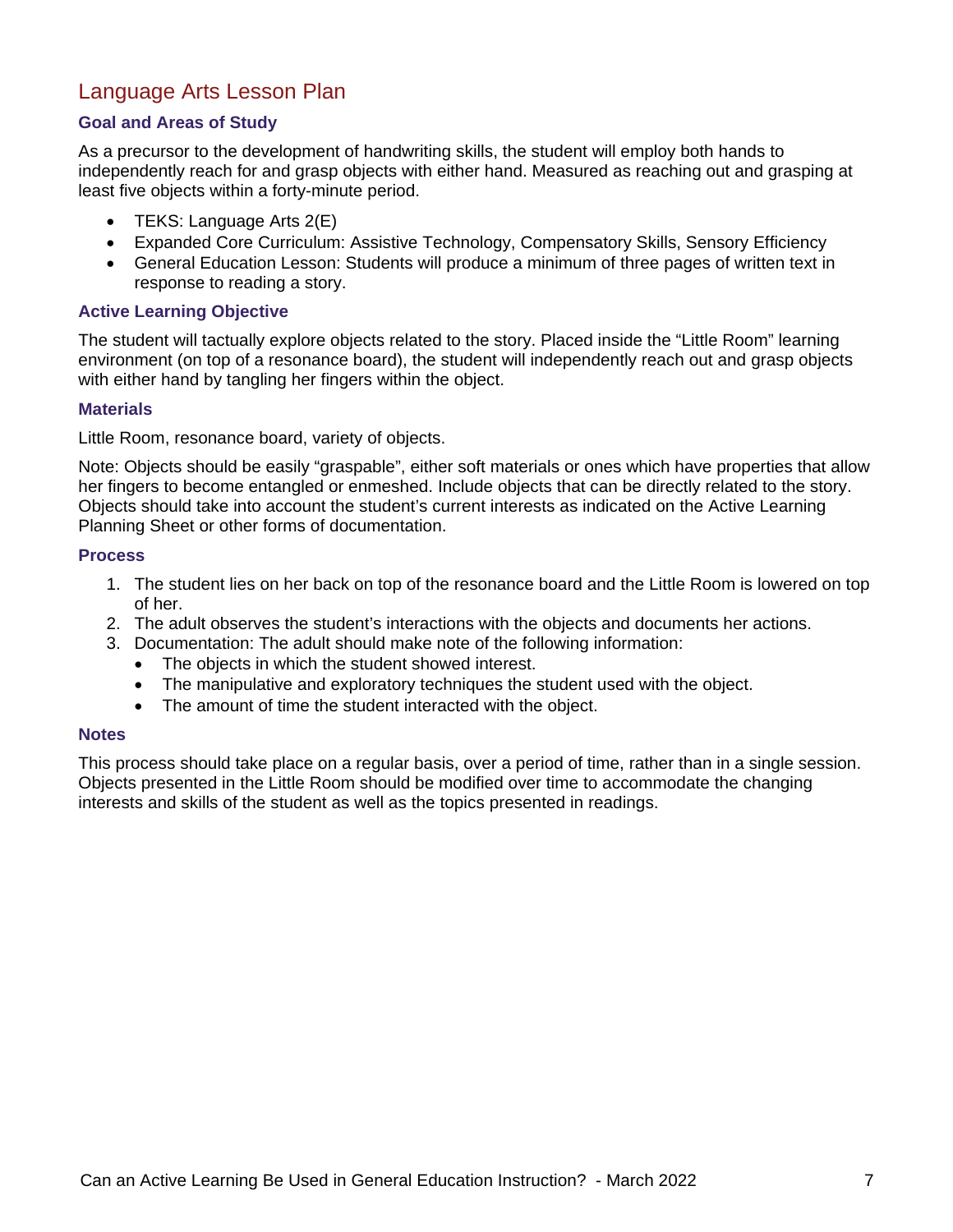## Language Arts Lesson Plan

### Goal and Areas of Study

As a precursor to the development of handwriting skills, the student will employ both hands to independently reach for and grasp objects with either hand. Measured as reaching out and grasping at least five objects within a forty-minute period.

- TEKS: Language Arts 2(E)
- Expanded Core Curriculum: Assistive Technology, Compensatory Skills, Sensory Efficiency
- General Education Lesson: Students will produce a minimum of three pages of written text in response to reading a story.

### Active Learning Objective

The student will tactually explore objects related to the story. Placed inside the "Little Room" learning environment (on top of a resonance board), the student will independently reach out and grasp objects with either hand by tangling her fingers within the object.

### Materials

Little Room, resonance board, variety of objects.

Note: Objects should be easily "graspable", either soft materials or ones which have properties that allow her fingers to become entangled or enmeshed. Include objects that can be directly related to the story. Objects should take into account the student's current interests as indicated on the Active Learning Planning Sheet or other forms of documentation.

### Process

1. The student lies on her back on top of the resonance board and the Little Room is lowered on top of her.
2. The adult observes the student's interactions with the objects and documents her actions.
3. Documentation: The adult should make note of the following information:
   - The objects in which the student showed interest.
   - The manipulative and exploratory techniques the student used with the object.
   - The amount of time the student interacted with the object.

### Notes

This process should take place on a regular basis, over a period of time, rather than in a single session. Objects presented in the Little Room should be modified over time to accommodate the changing interests and skills of the student as well as the topics presented in readings.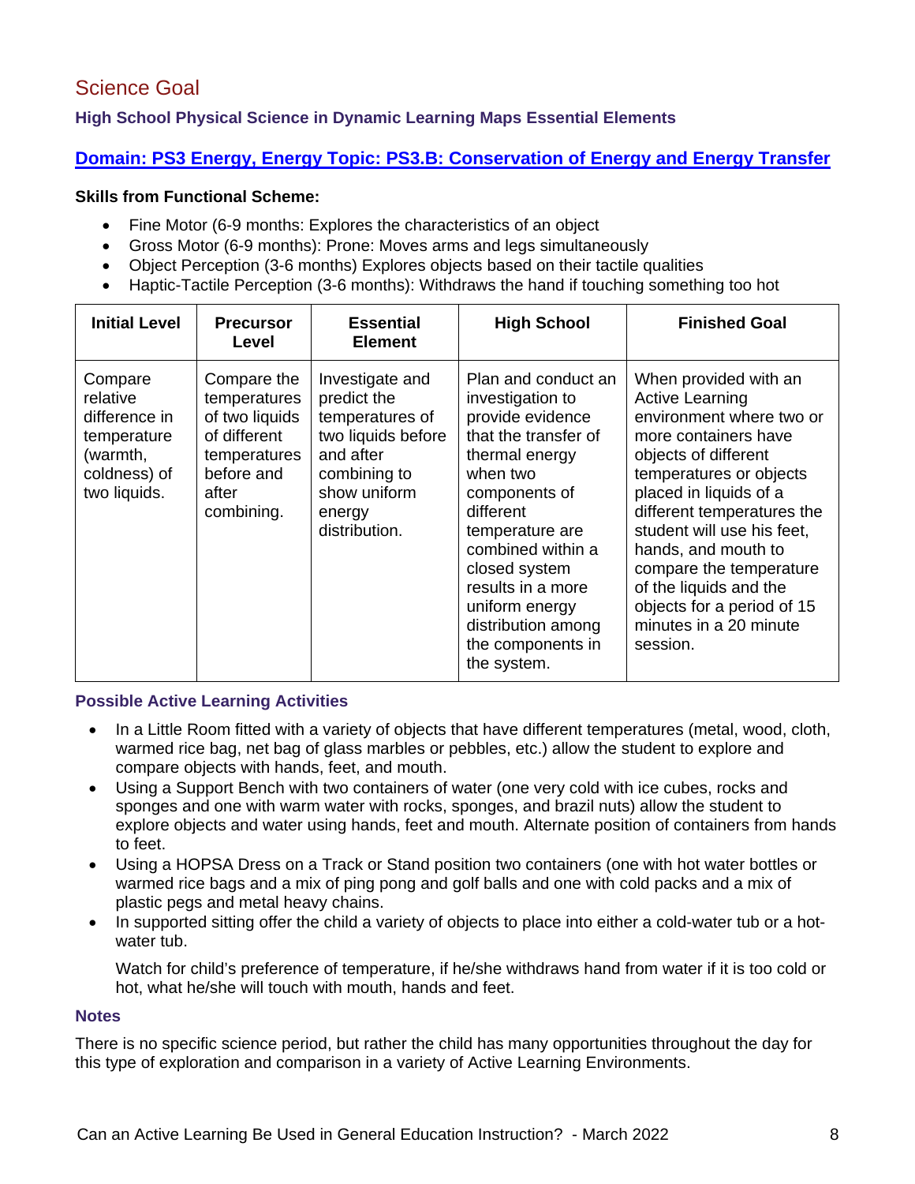## Science Goal

### High School Physical Science in Dynamic Learning Maps Essential Elements

### Domain: PS3 Energy, Energy Topic: PS3.B: Conservation of Energy and Energy Transfer

**Skills from Functional Scheme:**

- Fine Motor (6-9 months: Explores the characteristics of an object
- Gross Motor (6-9 months): Prone: Moves arms and legs simultaneously
- Object Perception (3-6 months) Explores objects based on their tactile qualities
- Haptic-Tactile Perception (3-6 months): Withdraws the hand if touching something too hot

| Initial Level | Precursor Level | Essential Element | High School | Finished Goal |
|---|---|---|---|---|
| Compare relative difference in temperature (warmth, coldness) of two liquids. | Compare the temperatures of two liquids of different temperatures before and after combining. | Investigate and predict the temperatures of two liquids before and after combining to show uniform energy distribution. | Plan and conduct an investigation to provide evidence that the transfer of thermal energy when two components of different temperature are combined within a closed system results in a more uniform energy distribution among the components in the system. | When provided with an Active Learning environment where two or more containers have objects of different temperatures or objects placed in liquids of a different temperatures the student will use his feet, hands, and mouth to compare the temperature of the liquids and the objects for a period of 15 minutes in a 20 minute session. |

### Possible Active Learning Activities

- In a Little Room fitted with a variety of objects that have different temperatures (metal, wood, cloth, warmed rice bag, net bag of glass marbles or pebbles, etc.) allow the student to explore and compare objects with hands, feet, and mouth.
- Using a Support Bench with two containers of water (one very cold with ice cubes, rocks and sponges and one with warm water with rocks, sponges, and brazil nuts) allow the student to explore objects and water using hands, feet and mouth. Alternate position of containers from hands to feet.
- Using a HOPSA Dress on a Track or Stand position two containers (one with hot water bottles or warmed rice bags and a mix of ping pong and golf balls and one with cold packs and a mix of plastic pegs and metal heavy chains.
- In supported sitting offer the child a variety of objects to place into either a cold-water tub or a hot-water tub.

  Watch for child's preference of temperature, if he/she withdraws hand from water if it is too cold or hot, what he/she will touch with mouth, hands and feet.

### Notes

There is no specific science period, but rather the child has many opportunities throughout the day for this type of exploration and comparison in a variety of Active Learning Environments.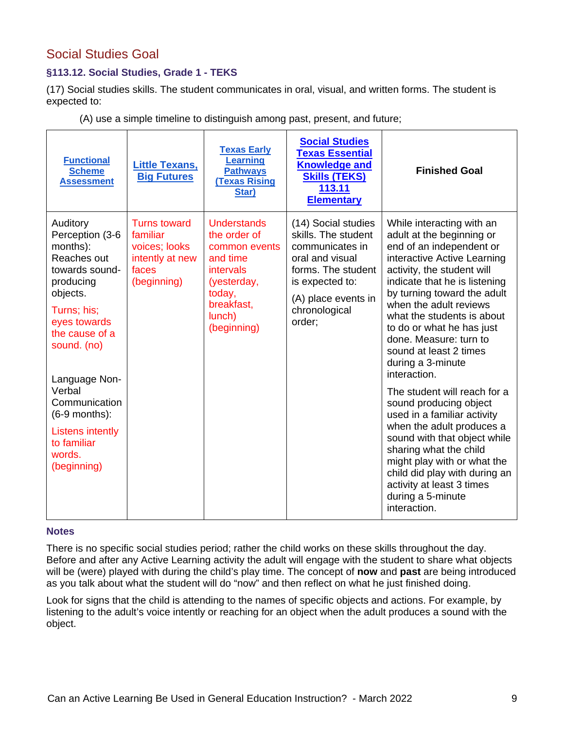## Social Studies Goal

### §113.12. Social Studies, Grade 1 - TEKS

(17) Social studies skills. The student communicates in oral, visual, and written forms. The student is expected to:

(A) use a simple timeline to distinguish among past, present, and future;

| Functional Scheme Assessment | Little Texans, Big Futures | Texas Early Learning Pathways (Texas Rising Star) | Social Studies Texas Essential Knowledge and Skills (TEKS) 113.11 Elementary | Finished Goal |
|---|---|---|---|---|
| Auditory Perception (3-6 months): Reaches out towards sound-producing objects.<br><br>Turns; his; eyes towards the cause of a sound. (no)<br><br>Language Non-Verbal Communication (6-9 months):<br><br>Listens intently to familiar words. (beginning) | Turns toward familiar voices; looks intently at new faces (beginning) | Understands the order of common events and time intervals (yesterday, today, breakfast, lunch) (beginning) | (14) Social studies skills. The student communicates in oral and visual forms. The student is expected to:<br><br>(A) place events in chronological order; | While interacting with an adult at the beginning or end of an independent or interactive Active Learning activity, the student will indicate that he is listening by turning toward the adult when the adult reviews what the students is about to do or what he has just done. Measure: turn to sound at least 2 times during a 3-minute interaction.<br><br>The student will reach for a sound producing object used in a familiar activity when the adult produces a sound with that object while sharing what the child might play with or what the child did play with during an activity at least 3 times during a 5-minute interaction. |

### Notes

There is no specific social studies period; rather the child works on these skills throughout the day. Before and after any Active Learning activity the adult will engage with the student to share what objects will be (were) played with during the child's play time. The concept of **now** and **past** are being introduced as you talk about what the student will do "now" and then reflect on what he just finished doing.

Look for signs that the child is attending to the names of specific objects and actions. For example, by listening to the adult's voice intently or reaching for an object when the adult produces a sound with the object.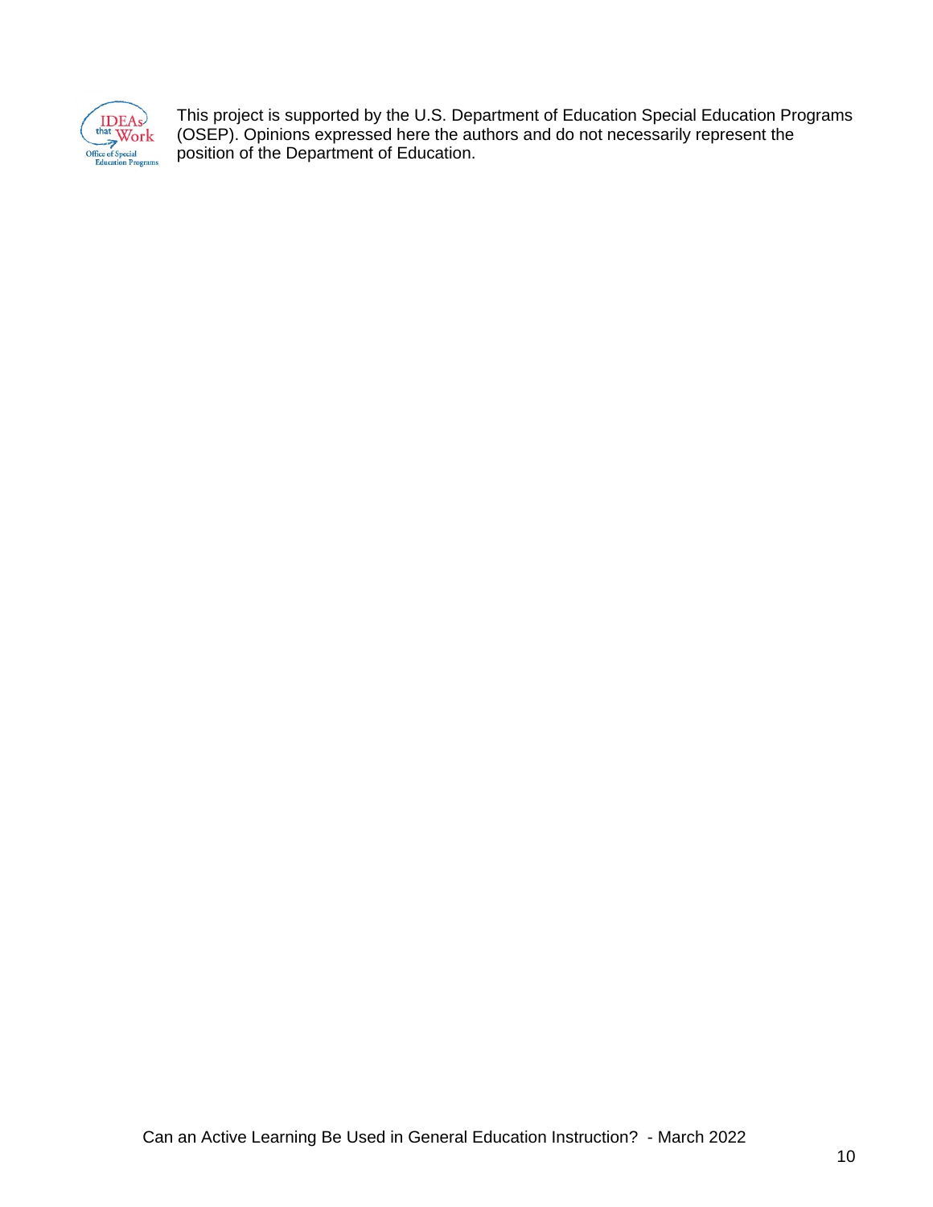This project is supported by the U.S. Department of Education Special Education Programs (OSEP). Opinions expressed here the authors and do not necessarily represent the position of the Department of Education.